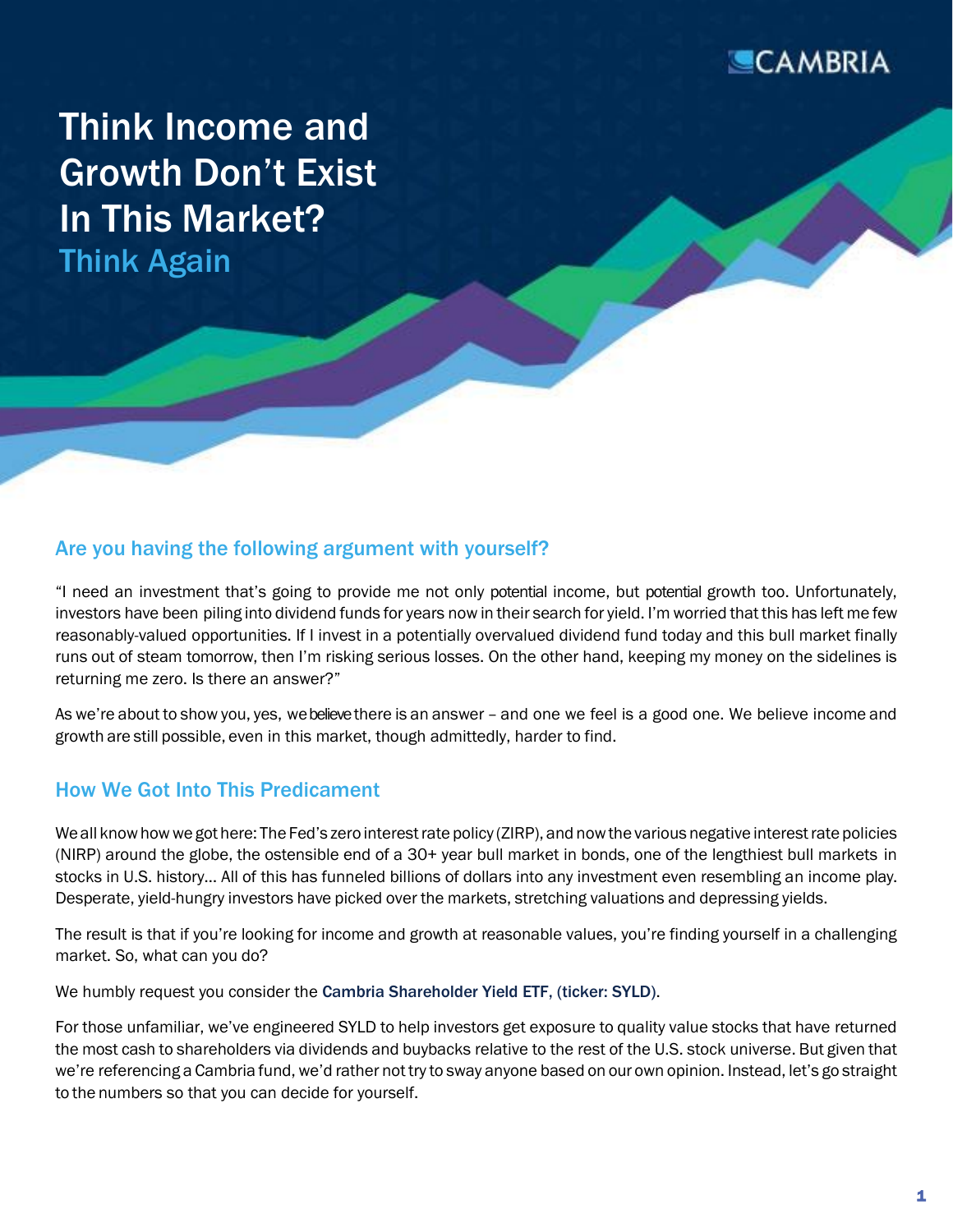# Think Income and Growth Don't Exist In This Market? Think Again

## Are you having the following argument with yourself?

"I need an investment that's going to provide me not only potential income, but potential growth too. Unfortunately, investors have been piling into dividend funds for years now in their search for yield. I'm worried that this has left me few reasonably-valued opportunities. If I invest in a potentially overvalued dividend fund today and this bull market finally runs out of steam tomorrow, then I'm risking serious losses. On the other hand, keeping my money on the sidelines is returning me zero. Is there an answer?"

As we're about to show you, yes, we believe there is an answer – and one we feel is a good one. We believe income and growth are still possible, even in this market, though admittedly, harder to find.

## How We Got Into This Predicament

We all know how we got here: The Fed's zero interest rate policy (ZIRP), and now the various negative interest rate policies (NIRP) around the globe, the ostensible end of a 30+ year bull market in bonds, one of the lengthiest bull markets in stocks in U.S. history… All of this has funneled billions of dollars into any investment even resembling an income play. Desperate, yield-hungry investors have picked over the markets, stretching valuations and depressing yields.

The result is that if you're looking for income and growth at reasonable values, you're finding yourself in a challenging market. So, what can you do?

We humbly request you consider the Cambria Shareholder Yield ETF, (ticker: SYLD).

For those unfamiliar, we've engineered SYLD to help investors get exposure to quality value stocks that have returned the most cash to shareholders via dividends and buybacks relative to the rest of the U.S. stock universe. But given that we're referencing a Cambria fund, we'd rather not try to sway anyone based on our own opinion. Instead, let's go straight to the numbers so that you can decide for yourself.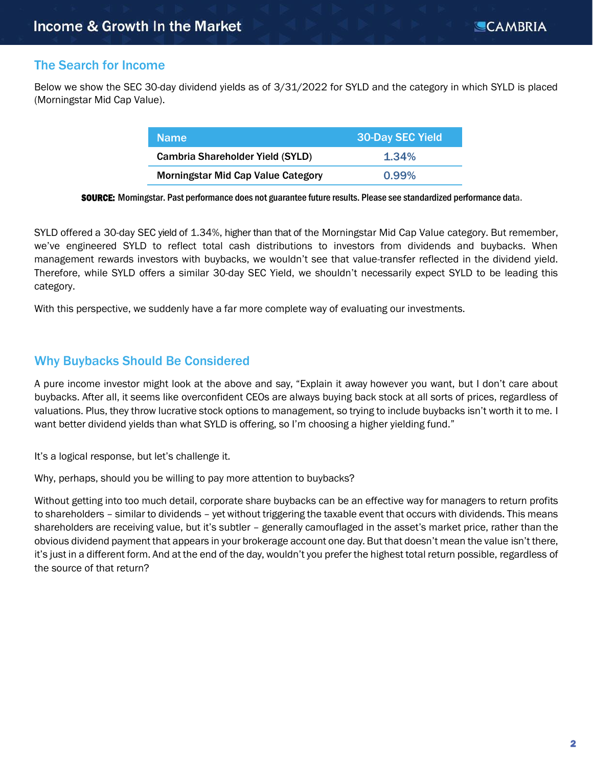## The Search for Income

Below we show the SEC 30-day dividend yields as of 3/31/2022 for SYLD and the category in which SYLD is placed (Morningstar Mid Cap Value).

| Name | 30-Day SEC Yield |
|---|---|
| Cambria Shareholder Yield (SYLD) | 1.34% |
| Morningstar Mid Cap Value Category | 0.99% |

**SOURCE:** Morningstar. Past performance does not guarantee future results. Please see standardized performance data.

SYLD offered a 30-day SEC yield of 1.34%, higher than that of the Morningstar Mid Cap Value category. But remember, we've engineered SYLD to reflect total cash distributions to investors from dividends and buybacks. When management rewards investors with buybacks, we wouldn't see that value-transfer reflected in the dividend yield. Therefore, while SYLD offers a similar 30-day SEC Yield, we shouldn't necessarily expect SYLD to be leading this category.

With this perspective, we suddenly have a far more complete way of evaluating our investments.

## Why Buybacks Should Be Considered

A pure income investor might look at the above and say, "Explain it away however you want, but I don't care about buybacks. After all, it seems like overconfident CEOs are always buying back stock at all sorts of prices, regardless of valuations. Plus, they throw lucrative stock options to management, so trying to include buybacks isn't worth it to me. I want better dividend yields than what SYLD is offering, so I'm choosing a higher yielding fund."

It's a logical response, but let's challenge it.

Why, perhaps, should you be willing to pay more attention to buybacks?

Without getting into too much detail, corporate share buybacks can be an effective way for managers to return profits to shareholders – similar to dividends – yet without triggering the taxable event that occurs with dividends. This means shareholders are receiving value, but it's subtler – generally camouflaged in the asset's market price, rather than the obvious dividend payment that appears in your brokerage account one day. But that doesn't mean the value isn't there, it's just in a different form. And at the end of the day, wouldn't you prefer the highest total return possible, regardless of the source of that return?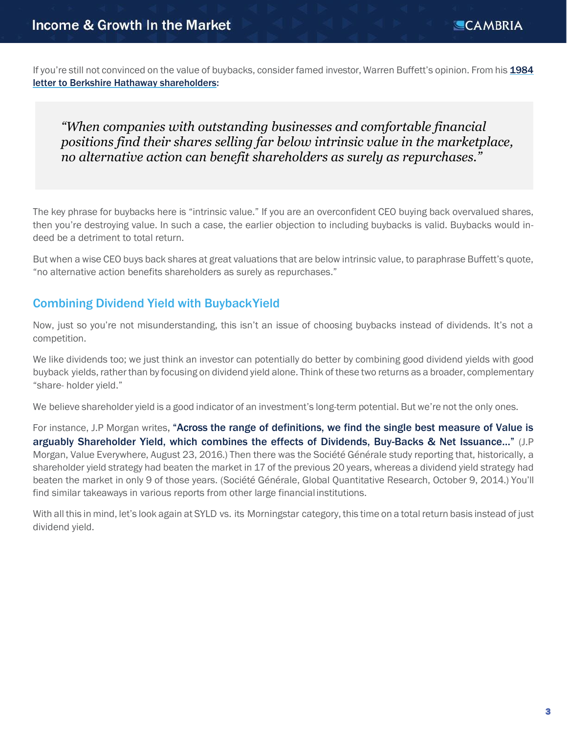If you're still not convinced on the value of buybacks, consider famed investor, Warren Buffett's opinion. From his **1984 letter to Berkshire Hathaway shareholders**:

> *"When companies with outstanding businesses and comfortable financial positions find their shares selling far below intrinsic value in the marketplace, no alternative action can benefit shareholders as surely as repurchases."*

The key phrase for buybacks here is "intrinsic value." If you are an overconfident CEO buying back overvalued shares, then you're destroying value. In such a case, the earlier objection to including buybacks is valid. Buybacks would indeed be a detriment to total return.

But when a wise CEO buys back shares at great valuations that are below intrinsic value, to paraphrase Buffett's quote, "no alternative action benefits shareholders as surely as repurchases."

## Combining Dividend Yield with BuybackYield

Now, just so you're not misunderstanding, this isn't an issue of choosing buybacks instead of dividends. It's not a competition.

We like dividends too; we just think an investor can potentially do better by combining good dividend yields with good buyback yields, rather than by focusing on dividend yield alone. Think of these two returns as a broader, complementary "share- holder yield."

We believe shareholder yield is a good indicator of an investment's long-term potential. But we're not the only ones.

For instance, J.P Morgan writes, **"Across the range of definitions, we find the single best measure of Value is arguably Shareholder Yield, which combines the effects of Dividends, Buy-Backs & Net Issuance..."** (J.P Morgan, Value Everywhere, August 23, 2016.) Then there was the Société Générale study reporting that, historically, a shareholder yield strategy had beaten the market in 17 of the previous 20 years, whereas a dividend yield strategy had beaten the market in only 9 of those years. (Société Générale, Global Quantitative Research, October 9, 2014.) You'll find similar takeaways in various reports from other large financial institutions.

With all this in mind, let's look again at SYLD vs. its Morningstar category, this time on a total return basis instead of just dividend yield.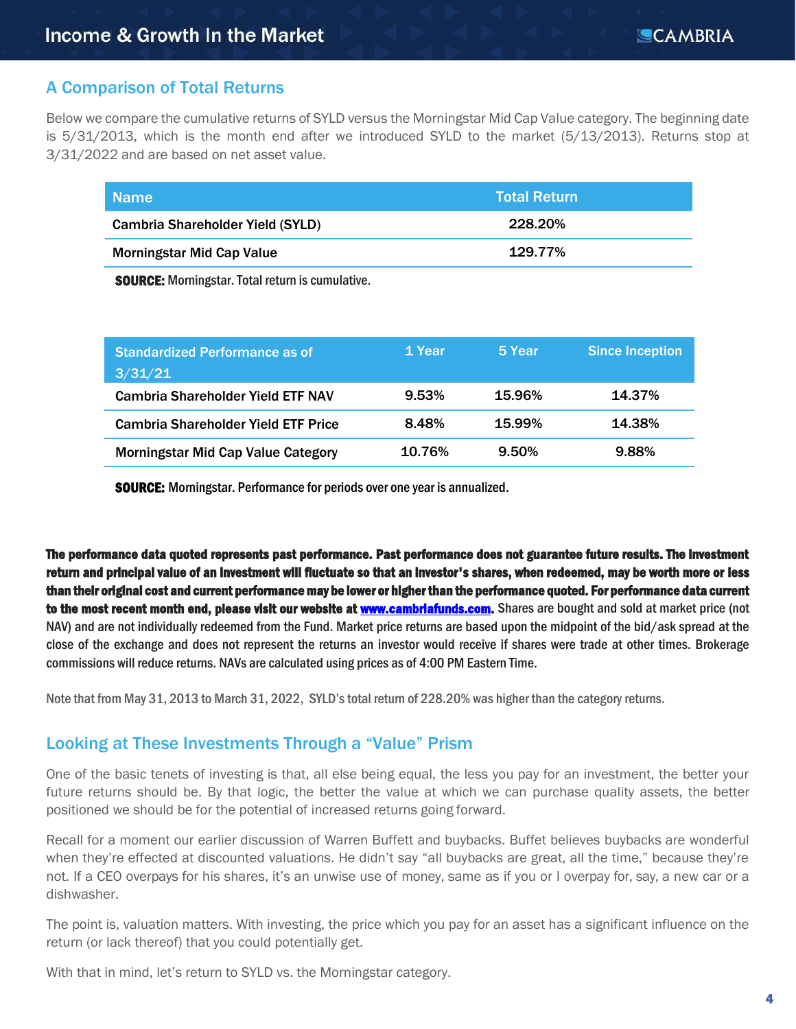## A Comparison of Total Returns

Below we compare the cumulative returns of SYLD versus the Morningstar Mid Cap Value category. The beginning date is 5/31/2013, which is the month end after we introduced SYLD to the market (5/13/2013). Returns stop at 3/31/2022 and are based on net asset value.

| Name | Total Return |
|---|---|
| Cambria Shareholder Yield (SYLD) | 228.20% |
| Morningstar Mid Cap Value | 129.77% |

**SOURCE:** Morningstar. Total return is cumulative.

| Standardized Performance as of 3/31/21 | 1 Year | 5 Year | Since Inception |
|---|---|---|---|
| Cambria Shareholder Yield ETF NAV | 9.53% | 15.96% | 14.37% |
| Cambria Shareholder Yield ETF Price | 8.48% | 15.99% | 14.38% |
| Morningstar Mid Cap Value Category | 10.76% | 9.50% | 9.88% |

**SOURCE:** Morningstar. Performance for periods over one year is annualized.

**The performance data quoted represents past performance. Past performance does not guarantee future results. The investment return and principal value of an investment will fluctuate so that an investor's shares, when redeemed, may be worth more or less than their original cost and current performance may be lower or higher than the performance quoted. For performance data current to the most recent month end, please visit our website at www.cambriafunds.com.** Shares are bought and sold at market price (not NAV) and are not individually redeemed from the Fund. Market price returns are based upon the midpoint of the bid/ask spread at the close of the exchange and does not represent the returns an investor would receive if shares were trade at other times. Brokerage commissions will reduce returns. NAVs are calculated using prices as of 4:00 PM Eastern Time.

Note that from May 31, 2013 to March 31, 2022, SYLD's total return of 228.20% was higher than the category returns.

## Looking at These Investments Through a "Value" Prism

One of the basic tenets of investing is that, all else being equal, the less you pay for an investment, the better your future returns should be. By that logic, the better the value at which we can purchase quality assets, the better positioned we should be for the potential of increased returns going forward.

Recall for a moment our earlier discussion of Warren Buffett and buybacks. Buffet believes buybacks are wonderful when they're effected at discounted valuations. He didn't say "all buybacks are great, all the time," because they're not. If a CEO overpays for his shares, it's an unwise use of money, same as if you or I overpay for, say, a new car or a dishwasher.

The point is, valuation matters. With investing, the price which you pay for an asset has a significant influence on the return (or lack thereof) that you could potentially get.

With that in mind, let's return to SYLD vs. the Morningstar category.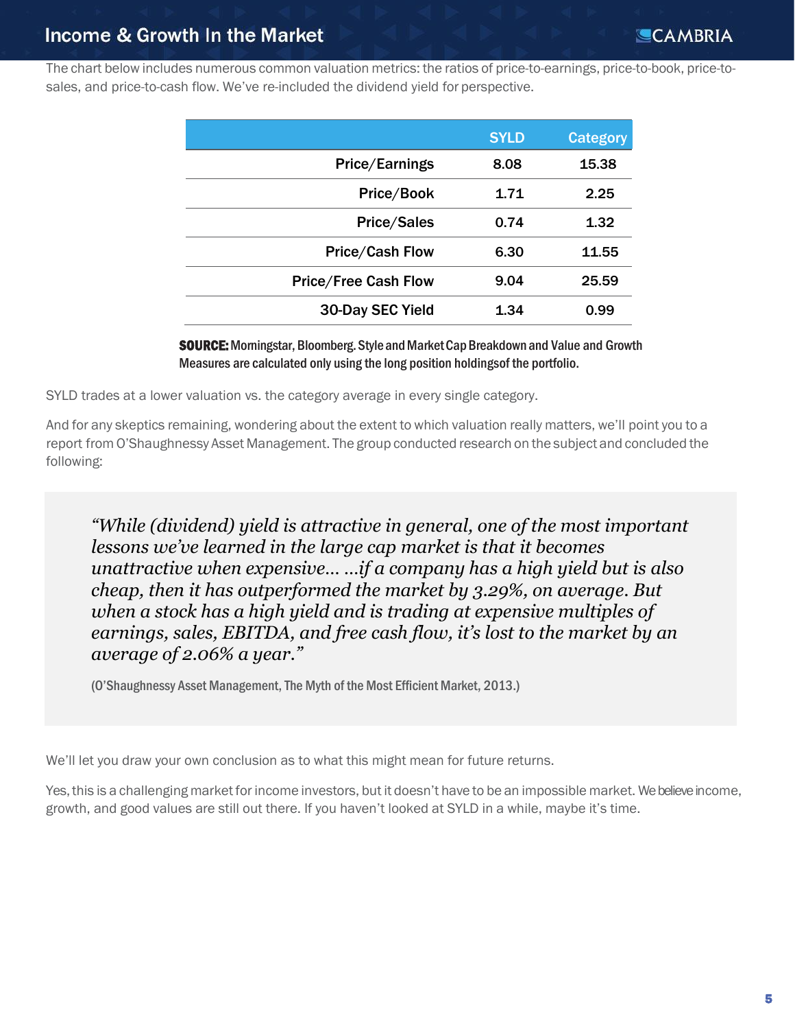The chart below includes numerous common valuation metrics: the ratios of price-to-earnings, price-to-book, price-to-sales, and price-to-cash flow. We've re-included the dividend yield for perspective.

| | SYLD | Category |
|---|---|---|
| Price/Earnings | 8.08 | 15.38 |
| Price/Book | 1.71 | 2.25 |
| Price/Sales | 0.74 | 1.32 |
| Price/Cash Flow | 6.30 | 11.55 |
| Price/Free Cash Flow | 9.04 | 25.59 |
| 30-Day SEC Yield | 1.34 | 0.99 |

**SOURCE:** Morningstar, Bloomberg. Style and Market Cap Breakdown and Value and Growth Measures are calculated only using the long position holdingsof the portfolio.

SYLD trades at a lower valuation vs. the category average in every single category.

And for any skeptics remaining, wondering about the extent to which valuation really matters, we'll point you to a report from O'Shaughnessy Asset Management. The group conducted research on the subject and concluded the following:

> *"While (dividend) yield is attractive in general, one of the most important lessons we've learned in the large cap market is that it becomes unattractive when expensive… …if a company has a high yield but is also cheap, then it has outperformed the market by 3.29%, on average. But when a stock has a high yield and is trading at expensive multiples of earnings, sales, EBITDA, and free cash flow, it's lost to the market by an average of 2.06% a year."*
>
> (O'Shaughnessy Asset Management, The Myth of the Most Efficient Market, 2013.)

We'll let you draw your own conclusion as to what this might mean for future returns.

Yes, this is a challenging market for income investors, but it doesn't have to be an impossible market. We believe income, growth, and good values are still out there. If you haven't looked at SYLD in a while, maybe it's time.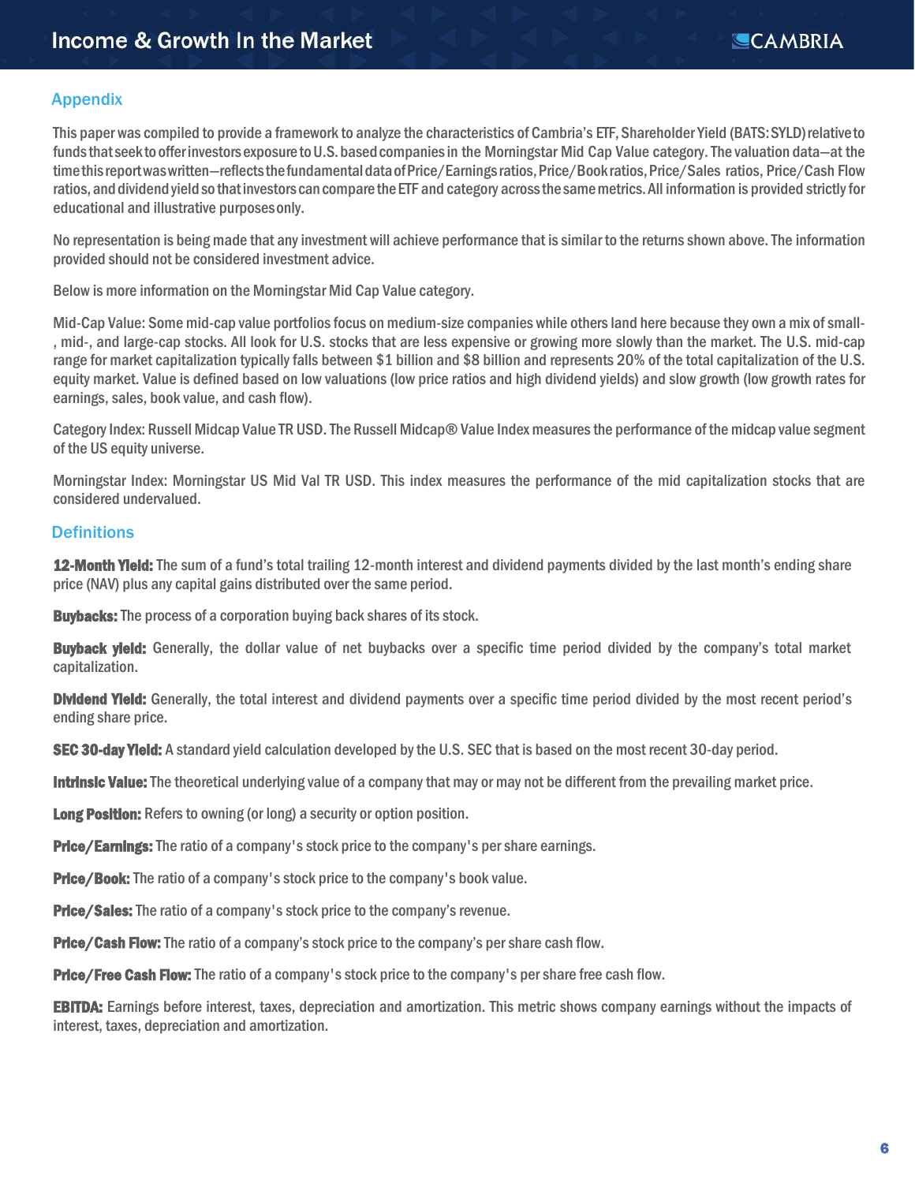## Appendix

This paper was compiled to provide a framework to analyze the characteristics of Cambria's ETF, Shareholder Yield (BATS: SYLD) relative to funds that seek to offer investors exposure to U.S. based companies in the Morningstar Mid Cap Value category. The valuation data—at the time this report was written—reflects the fundamental data of Price/Earnings ratios, Price/Book ratios, Price/Sales ratios, Price/Cash Flow ratios, and dividend yield so that investors can compare the ETF and category across the same metrics. All information is provided strictly for educational and illustrative purposes only.

No representation is being made that any investment will achieve performance that is similar to the returns shown above. The information provided should not be considered investment advice.

Below is more information on the Morningstar Mid Cap Value category.

Mid-Cap Value: Some mid-cap value portfolios focus on medium-size companies while others land here because they own a mix of small-, mid-, and large-cap stocks. All look for U.S. stocks that are less expensive or growing more slowly than the market. The U.S. mid-cap range for market capitalization typically falls between $1 billion and $8 billion and represents 20% of the total capitalization of the U.S. equity market. Value is defined based on low valuations (low price ratios and high dividend yields) and slow growth (low growth rates for earnings, sales, book value, and cash flow).

Category Index: Russell Midcap Value TR USD. The Russell Midcap® Value Index measures the performance of the midcap value segment of the US equity universe.

Morningstar Index: Morningstar US Mid Val TR USD. This index measures the performance of the mid capitalization stocks that are considered undervalued.

## Definitions

**12-Month Yield:** The sum of a fund's total trailing 12-month interest and dividend payments divided by the last month's ending share price (NAV) plus any capital gains distributed over the same period.

**Buybacks:** The process of a corporation buying back shares of its stock.

**Buyback yield:** Generally, the dollar value of net buybacks over a specific time period divided by the company's total market capitalization.

**Dividend Yield:** Generally, the total interest and dividend payments over a specific time period divided by the most recent period's ending share price.

**SEC 30-day Yield:** A standard yield calculation developed by the U.S. SEC that is based on the most recent 30-day period.

**Intrinsic Value:** The theoretical underlying value of a company that may or may not be different from the prevailing market price.

**Long Position:** Refers to owning (or long) a security or option position.

**Price/Earnings:** The ratio of a company's stock price to the company's per share earnings.

**Price/Book:** The ratio of a company's stock price to the company's book value.

**Price/Sales:** The ratio of a company's stock price to the company's revenue.

**Price/Cash Flow:** The ratio of a company's stock price to the company's per share cash flow.

**Price/Free Cash Flow:** The ratio of a company's stock price to the company's per share free cash flow.

**EBITDA:** Earnings before interest, taxes, depreciation and amortization. This metric shows company earnings without the impacts of interest, taxes, depreciation and amortization.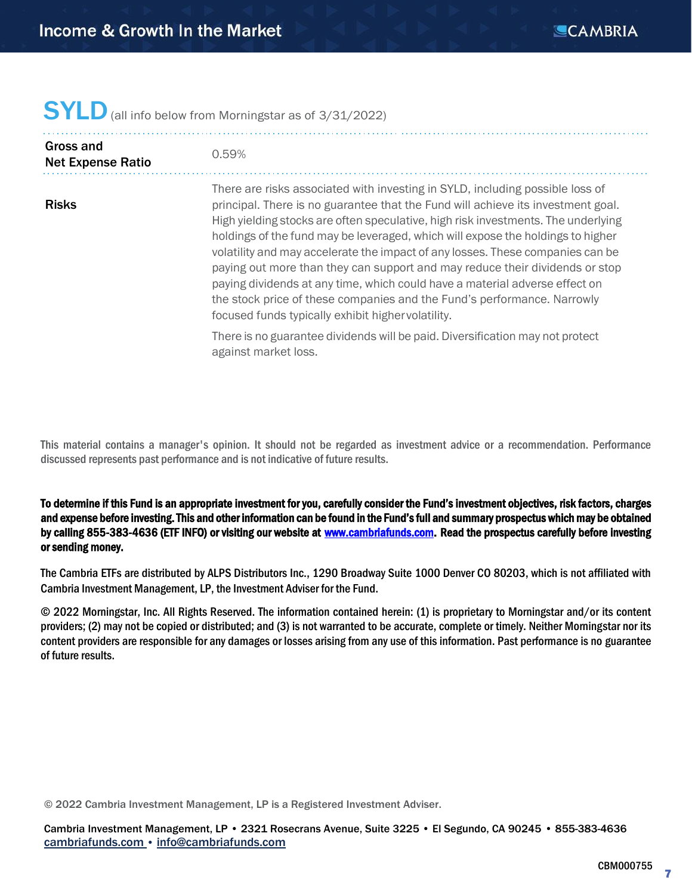## SYLD (all info below from Morningstar as of 3/31/2022)

| | |
|---|---|
| **Gross and Net Expense Ratio** | 0.59% |
| **Risks** | There are risks associated with investing in SYLD, including possible loss of principal. There is no guarantee that the Fund will achieve its investment goal. High yielding stocks are often speculative, high risk investments. The underlying holdings of the fund may be leveraged, which will expose the holdings to higher volatility and may accelerate the impact of any losses. These companies can be paying out more than they can support and may reduce their dividends or stop paying dividends at any time, which could have a material adverse effect on the stock price of these companies and the Fund's performance. Narrowly focused funds typically exhibit higher volatility.<br><br>There is no guarantee dividends will be paid. Diversification may not protect against market loss. |

This material contains a manager's opinion. It should not be regarded as investment advice or a recommendation. Performance discussed represents past performance and is not indicative of future results.

**To determine if this Fund is an appropriate investment for you, carefully consider the Fund's investment objectives, risk factors, charges and expense before investing. This and other information can be found in the Fund's full and summary prospectus which may be obtained by calling 855-383-4636 (ETF INFO) or visiting our website at www.cambriafunds.com. Read the prospectus carefully before investing or sending money.**

The Cambria ETFs are distributed by ALPS Distributors Inc., 1290 Broadway Suite 1000 Denver CO 80203, which is not affiliated with Cambria Investment Management, LP, the Investment Adviser for the Fund.

© 2022 Morningstar, Inc. All Rights Reserved. The information contained herein: (1) is proprietary to Morningstar and/or its content providers; (2) may not be copied or distributed; and (3) is not warranted to be accurate, complete or timely. Neither Morningstar nor its content providers are responsible for any damages or losses arising from any use of this information. Past performance is no guarantee of future results.

© 2022 Cambria Investment Management, LP is a Registered Investment Adviser.

Cambria Investment Management, LP • 2321 Rosecrans Avenue, Suite 3225 • El Segundo, CA 90245 • 855-383-4636
cambriafunds.com • info@cambriafunds.com

CBM000755